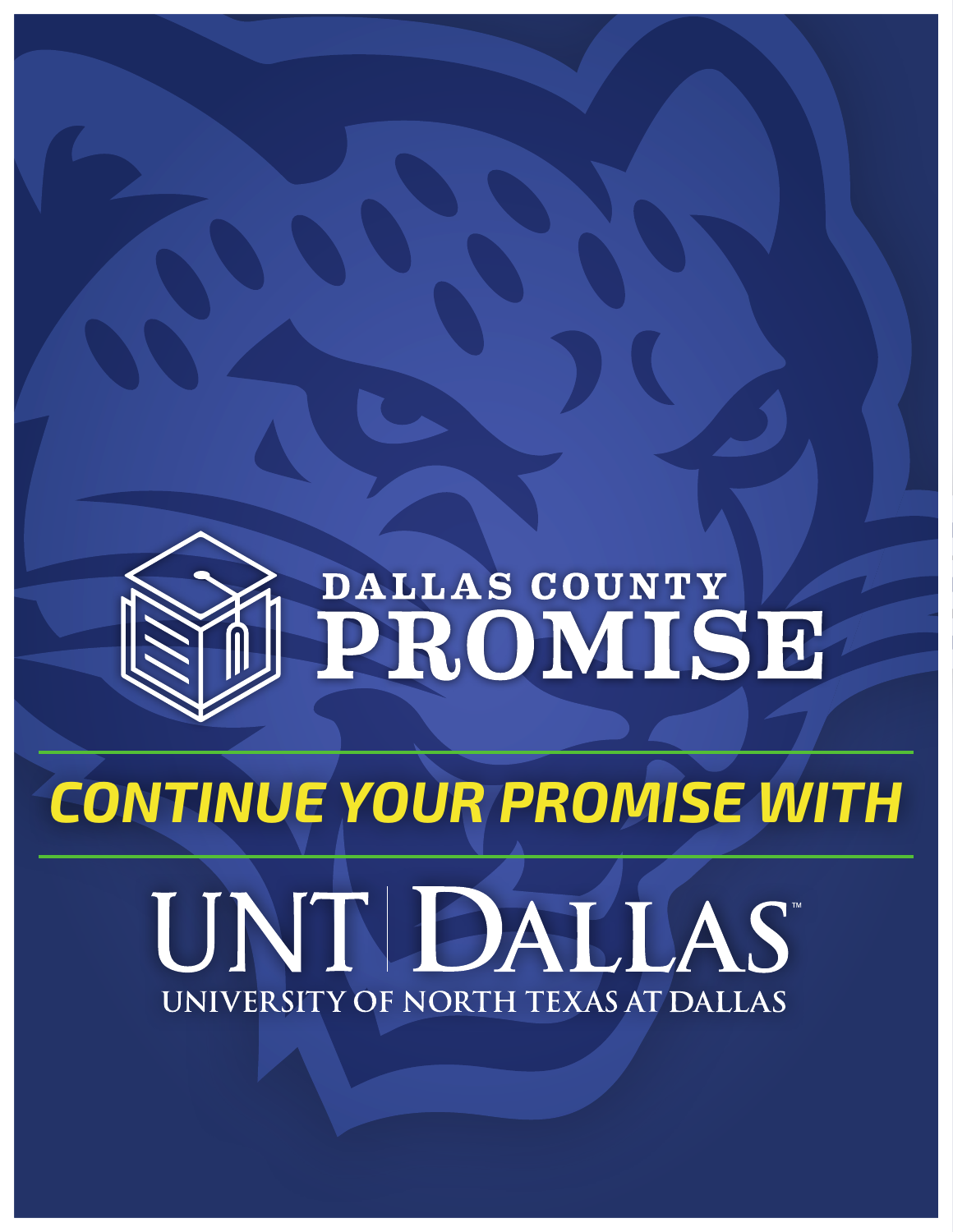# DALLAS COUNTY PROMISE

## CONTINUE YOUR PROMISE WITH

# UNT DALLAS™

UNIVERSITY OF NORTH TEXAS AT DALLAS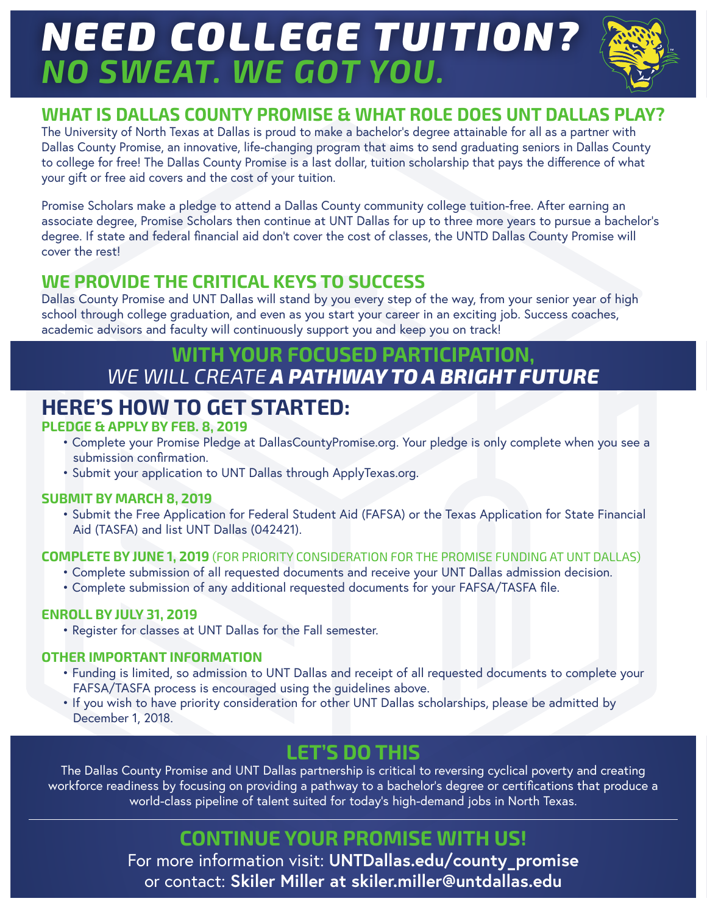# NEED COLLEGE TUITION?
## NO SWEAT. WE GOT YOU.

## WHAT IS DALLAS COUNTY PROMISE & WHAT ROLE DOES UNT DALLAS PLAY?

The University of North Texas at Dallas is proud to make a bachelor's degree attainable for all as a partner with Dallas County Promise, an innovative, life-changing program that aims to send graduating seniors in Dallas County to college for free! The Dallas County Promise is a last dollar, tuition scholarship that pays the difference of what your gift or free aid covers and the cost of your tuition.

Promise Scholars make a pledge to attend a Dallas County community college tuition-free. After earning an associate degree, Promise Scholars then continue at UNT Dallas for up to three more years to pursue a bachelor's degree. If state and federal financial aid don't cover the cost of classes, the UNTD Dallas County Promise will cover the rest!

## WE PROVIDE THE CRITICAL KEYS TO SUCCESS

Dallas County Promise and UNT Dallas will stand by you every step of the way, from your senior year of high school through college graduation, and even as you start your career in an exciting job. Success coaches, academic advisors and faculty will continuously support you and keep you on track!

## WITH YOUR FOCUSED PARTICIPATION, *WE WILL CREATE* ***A PATHWAY TO A BRIGHT FUTURE***

## HERE'S HOW TO GET STARTED:

### PLEDGE & APPLY BY FEB. 8, 2019

- Complete your Promise Pledge at DallasCountyPromise.org. Your pledge is only complete when you see a submission confirmation.
- Submit your application to UNT Dallas through ApplyTexas.org.

### SUBMIT BY MARCH 8, 2019

- Submit the Free Application for Federal Student Aid (FAFSA) or the Texas Application for State Financial Aid (TASFA) and list UNT Dallas (042421).

### COMPLETE BY JUNE 1, 2019 (FOR PRIORITY CONSIDERATION FOR THE PROMISE FUNDING AT UNT DALLAS)

- Complete submission of all requested documents and receive your UNT Dallas admission decision.
- Complete submission of any additional requested documents for your FAFSA/TASFA file.

### ENROLL BY JULY 31, 2019

- Register for classes at UNT Dallas for the Fall semester.

### OTHER IMPORTANT INFORMATION

- Funding is limited, so admission to UNT Dallas and receipt of all requested documents to complete your FAFSA/TASFA process is encouraged using the guidelines above.
- If you wish to have priority consideration for other UNT Dallas scholarships, please be admitted by December 1, 2018.

## LET'S DO THIS

The Dallas County Promise and UNT Dallas partnership is critical to reversing cyclical poverty and creating workforce readiness by focusing on providing a pathway to a bachelor's degree or certifications that produce a world-class pipeline of talent suited for today's high-demand jobs in North Texas.

---

## CONTINUE YOUR PROMISE WITH US!

For more information visit: **UNTDallas.edu/county_promise**
or contact: **Skiler Miller at skiler.miller@untdallas.edu**